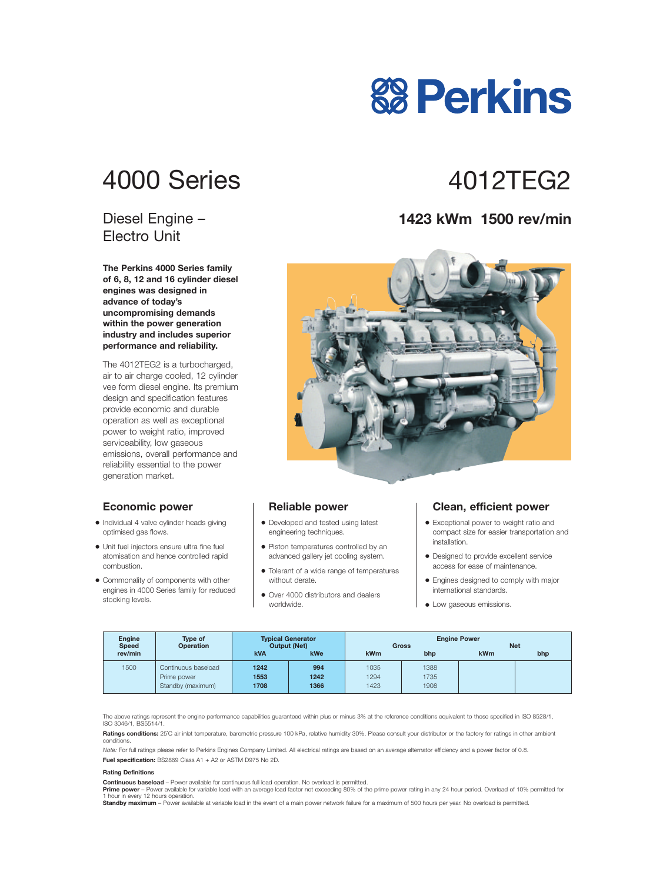# 4000 Series

# 4012TEG2

## Diesel Engine – Electro Unit

## 1423 kWm 1500 rev/min

**The Perkins 4000 Series family of 6, 8, 12 and 16 cylinder diesel engines was designed in advance of today's uncompromising demands within the power generation industry and includes superior performance and reliability.**

The 4012TEG2 is a turbocharged, air to air charge cooled, 12 cylinder vee form diesel engine. Its premium design and specification features provide economic and durable operation as well as exceptional power to weight ratio, improved serviceability, low gaseous emissions, overall performance and reliability essential to the power generation market.

### Economic power

- Individual 4 valve cylinder heads giving optimised gas flows.
- Unit fuel injectors ensure ultra fine fuel atomisation and hence controlled rapid combustion.
- Commonality of components with other engines in 4000 Series family for reduced stocking levels.

### Reliable power

- Developed and tested using latest engineering techniques.
- Piston temperatures controlled by an advanced gallery jet cooling system.
- Tolerant of a wide range of temperatures without derate.
- Over 4000 distributors and dealers worldwide.

### Clean, efficient power

- Exceptional power to weight ratio and compact size for easier transportation and installation.
- Designed to provide excellent service access for ease of maintenance.
- Engines designed to comply with major international standards.
- Low gaseous emissions.

| Engine Speed rev/min | Type of Operation | Typical Generator Output (Net) | | Engine Power | | | |
|---|---|---|---|---|---|---|---|
| | | | | Gross | | Net | |
| | | kVA | kWe | kWm | bhp | kWm | bhp |
| 1500 | Continuous baseload | **1242** | **994** | 1035 | 1388 | | |
| | Prime power | **1553** | **1242** | 1294 | 1735 | | |
| | Standby (maximum) | **1708** | **1366** | 1423 | 1908 | | |

The above ratings represent the engine performance capabilities guaranteed within plus or minus 3% at the reference conditions equivalent to those specified in ISO 8528/1, ISO 3046/1, BS5514/1.

**Ratings conditions:** 25˚C air inlet temperature, barometric pressure 100 kPa, relative humidity 30%. Please consult your distributor or the factory for ratings in other ambient conditions.

*Note:* For full ratings please refer to Perkins Engines Company Limited. All electrical ratings are based on an average alternator efficiency and a power factor of 0.8.

**Fuel specification:** BS2869 Class A1 + A2 or ASTM D975 No 2D.

**Rating Definitions**

**Continuous baseload** – Power available for continuous full load operation. No overload is permitted.
**Prime power** – Power available for variable load with an average load factor not exceeding 80% of the prime power rating in any 24 hour period. Overload of 10% permitted for 1 hour in every 12 hours operation.
**Standby maximum** – Power available at variable load in the event of a main power network failure for a maximum of 500 hours per year. No overload is permitted.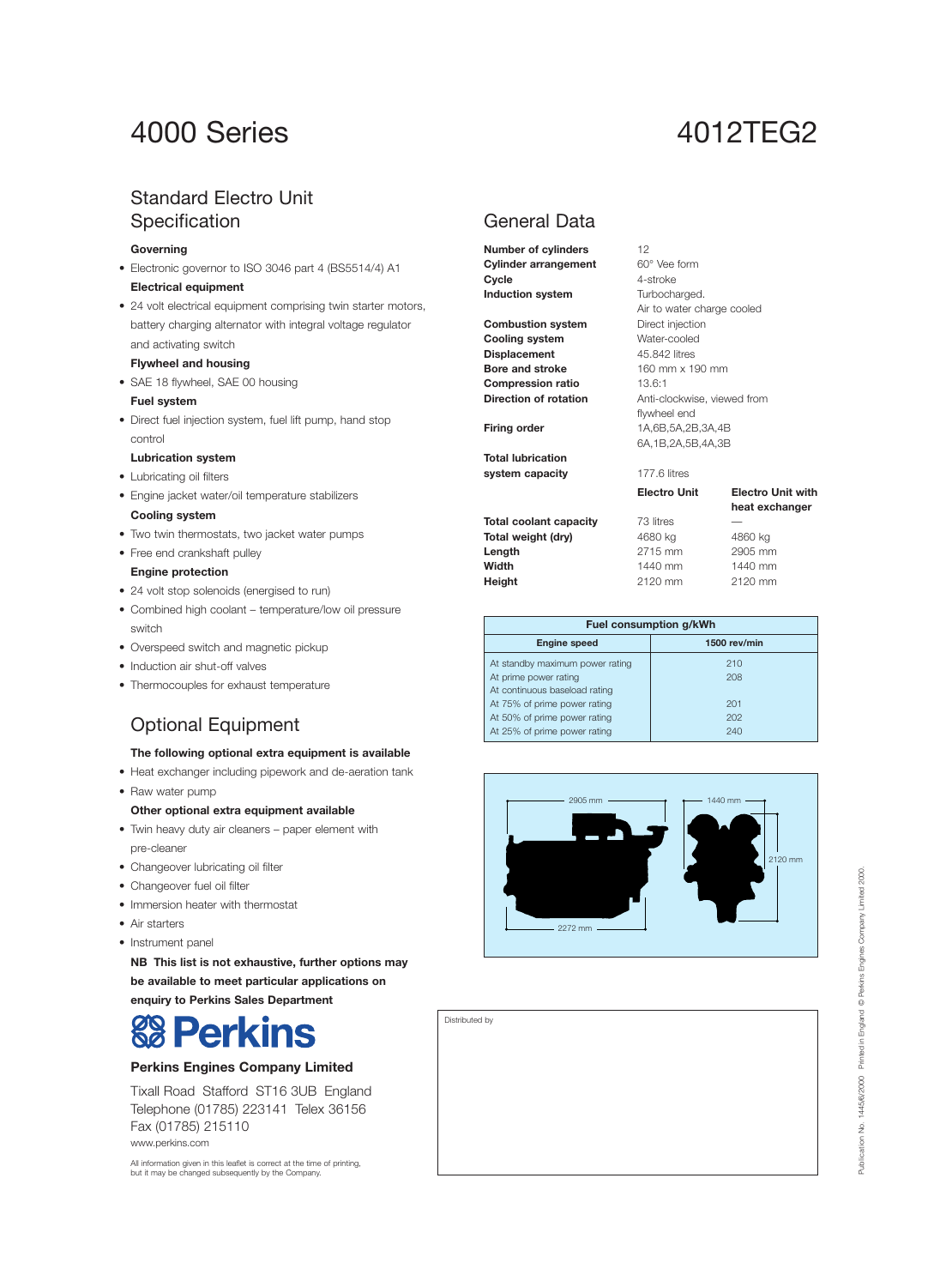# 4000 Series

# 4012TEG2

## Standard Electro Unit Specification

**Governing**

- Electronic governor to ISO 3046 part 4 (BS5514/4) A1

**Electrical equipment**

- 24 volt electrical equipment comprising twin starter motors, battery charging alternator with integral voltage regulator and activating switch

**Flywheel and housing**

- SAE 18 flywheel, SAE 00 housing

**Fuel system**

- Direct fuel injection system, fuel lift pump, hand stop control

**Lubrication system**

- Lubricating oil filters
- Engine jacket water/oil temperature stabilizers

**Cooling system**

- Two twin thermostats, two jacket water pumps
- Free end crankshaft pulley

**Engine protection**

- 24 volt stop solenoids (energised to run)
- Combined high coolant – temperature/low oil pressure switch
- Overspeed switch and magnetic pickup
- Induction air shut-off valves
- Thermocouples for exhaust temperature

## Optional Equipment

**The following optional extra equipment is available**

- Heat exchanger including pipework and de-aeration tank
- Raw water pump

**Other optional extra equipment available**

- Twin heavy duty air cleaners – paper element with pre-cleaner
- Changeover lubricating oil filter
- Changeover fuel oil filter
- Immersion heater with thermostat
- Air starters
- Instrument panel

**NB This list is not exhaustive, further options may be available to meet particular applications on enquiry to Perkins Sales Department**

Perkins

**Perkins Engines Company Limited**

Tixall Road Stafford ST16 3UB England
Telephone (01785) 223141 Telex 36156
Fax (01785) 215110
www.perkins.com

All information given in this leaflet is correct at the time of printing, but it may be changed subsequently by the Company.

## General Data

| | |
|---|---|
| **Number of cylinders** | 12 |
| **Cylinder arrangement** | 60° Vee form |
| **Cycle** | 4-stroke |
| **Induction system** | Turbocharged. Air to water charge cooled |
| **Combustion system** | Direct injection |
| **Cooling system** | Water-cooled |
| **Displacement** | 45.842 litres |
| **Bore and stroke** | 160 mm x 190 mm |
| **Compression ratio** | 13.6:1 |
| **Direction of rotation** | Anti-clockwise, viewed from flywheel end |
| **Firing order** | 1A,6B,5A,2B,3A,4B 6A,1B,2A,5B,4A,3B |
| **Total lubrication system capacity** | 177.6 litres |

| | Electro Unit | Electro Unit with heat exchanger |
|---|---|---|
| **Total coolant capacity** | 73 litres | — |
| **Total weight (dry)** | 4680 kg | 4860 kg |
| **Length** | 2715 mm | 2905 mm |
| **Width** | 1440 mm | 1440 mm |
| **Height** | 2120 mm | 2120 mm |

| Fuel consumption g/kWh | |
|---|---|
| **Engine speed** | **1500 rev/min** |
| At standby maximum power rating | 210 |
| At prime power rating | 208 |
| At continuous baseload rating | |
| At 75% of prime power rating | 201 |
| At 50% of prime power rating | 202 |
| At 25% of prime power rating | 240 |

2905 mm
1440 mm
2120 mm
2272 mm

Distributed by

Publication No. 1445/6/2000 Printed in England © Perkins Engines Company Limited 2000.